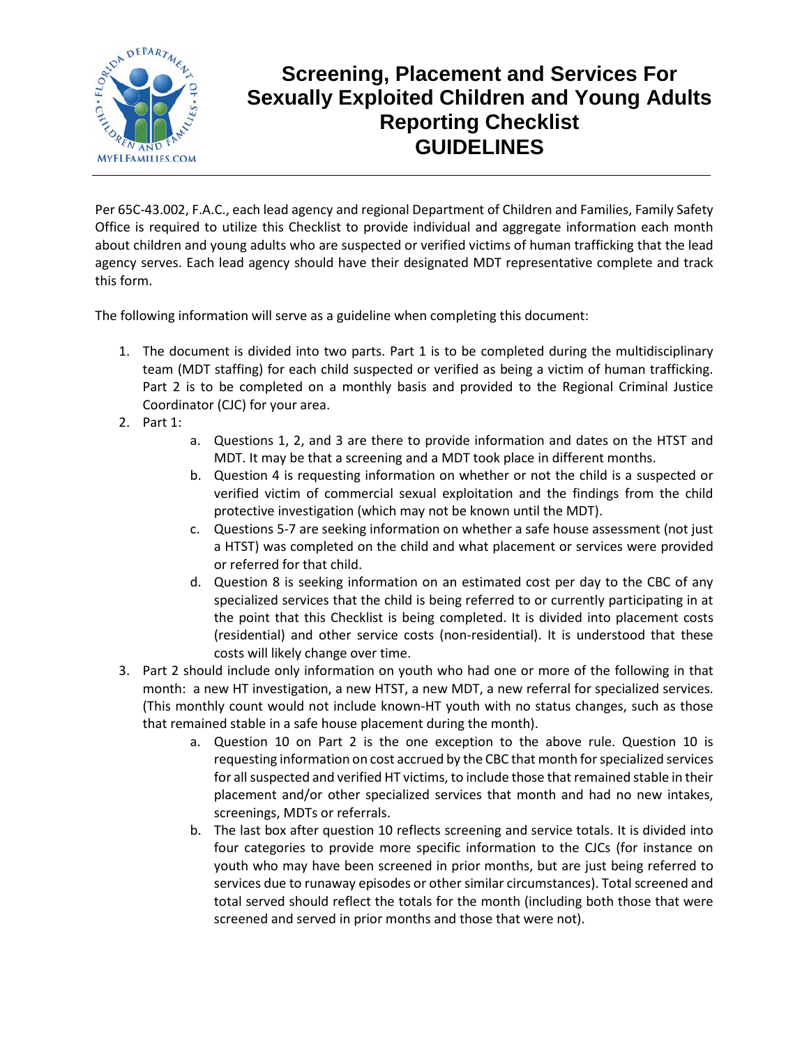# Screening, Placement and Services For Sexually Exploited Children and Young Adults Reporting Checklist GUIDELINES

Per 65C-43.002, F.A.C., each lead agency and regional Department of Children and Families, Family Safety Office is required to utilize this Checklist to provide individual and aggregate information each month about children and young adults who are suspected or verified victims of human trafficking that the lead agency serves. Each lead agency should have their designated MDT representative complete and track this form.

The following information will serve as a guideline when completing this document:

1. The document is divided into two parts. Part 1 is to be completed during the multidisciplinary team (MDT staffing) for each child suspected or verified as being a victim of human trafficking. Part 2 is to be completed on a monthly basis and provided to the Regional Criminal Justice Coordinator (CJC) for your area.
2. Part 1:
    a. Questions 1, 2, and 3 are there to provide information and dates on the HTST and MDT. It may be that a screening and a MDT took place in different months.
    b. Question 4 is requesting information on whether or not the child is a suspected or verified victim of commercial sexual exploitation and the findings from the child protective investigation (which may not be known until the MDT).
    c. Questions 5-7 are seeking information on whether a safe house assessment (not just a HTST) was completed on the child and what placement or services were provided or referred for that child.
    d. Question 8 is seeking information on an estimated cost per day to the CBC of any specialized services that the child is being referred to or currently participating in at the point that this Checklist is being completed. It is divided into placement costs (residential) and other service costs (non-residential). It is understood that these costs will likely change over time.
3. Part 2 should include only information on youth who had one or more of the following in that month: a new HT investigation, a new HTST, a new MDT, a new referral for specialized services. (This monthly count would not include known-HT youth with no status changes, such as those that remained stable in a safe house placement during the month).
    a. Question 10 on Part 2 is the one exception to the above rule. Question 10 is requesting information on cost accrued by the CBC that month for specialized services for all suspected and verified HT victims, to include those that remained stable in their placement and/or other specialized services that month and had no new intakes, screenings, MDTs or referrals.
    b. The last box after question 10 reflects screening and service totals. It is divided into four categories to provide more specific information to the CJCs (for instance on youth who may have been screened in prior months, but are just being referred to services due to runaway episodes or other similar circumstances). Total screened and total served should reflect the totals for the month (including both those that were screened and served in prior months and those that were not).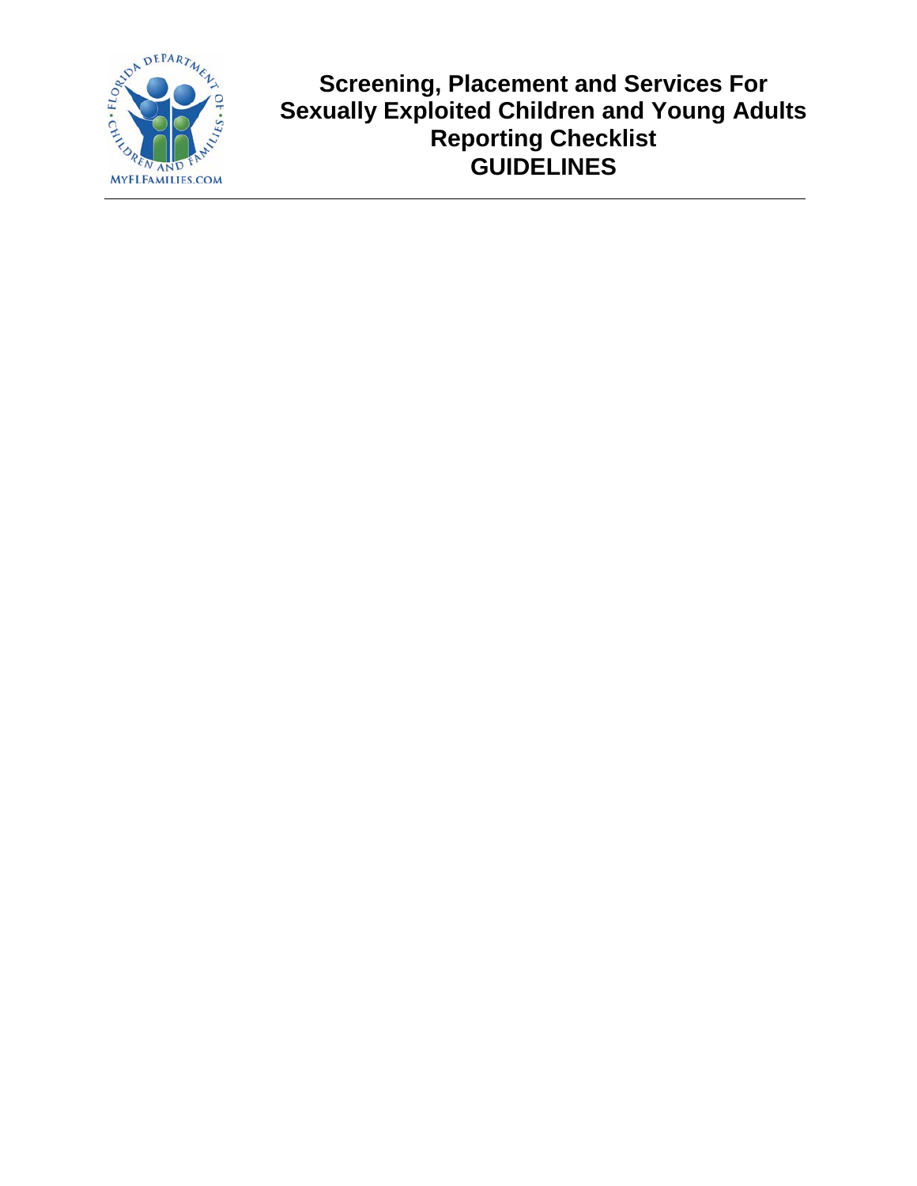# Screening, Placement and Services For Sexually Exploited Children and Young Adults Reporting Checklist GUIDELINES